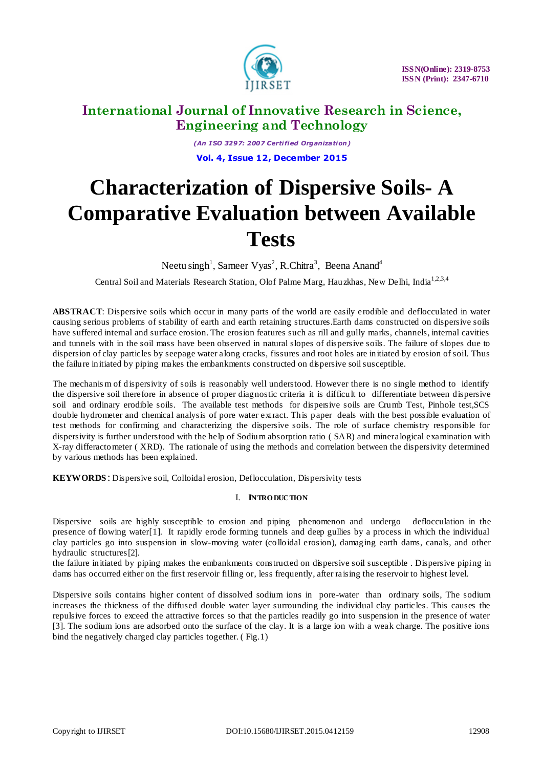# Characterization of Dispersive Soils- A Comparative Evaluation between Available Tests

Neetu singh[1], Sameer Vyas[2], R.Chitra[3], Beena Anand[4]

Central Soil and Materials Research Station, Olof Palme Marg, Hauzkhas, New Delhi, India[1,2,3,4]

**ABSTRACT**: Dispersive soils which occur in many parts of the world are easily erodible and deflocculated in water causing serious problems of stability of earth and earth retaining structures.Earth dams constructed on dispersive soils have suffered internal and surface erosion. The erosion features such as rill and gully marks, channels, internal cavities and tunnels with in the soil mass have been observed in natural slopes of dispersive soils. The failure of slopes due to dispersion of clay particles by seepage water along cracks, fissures and root holes are initiated by erosion of soil. Thus the failure initiated by piping makes the embankments constructed on dispersive soil susceptible.

The mechanism of dispersivity of soils is reasonably well understood. However there is no single method to identify the dispersive soil therefore in absence of proper diagnostic criteria it is difficult to differentiate between dispersive soil and ordinary erodible soils. The available test methods for dispersive soils are Crumb Test, Pinhole test,SCS double hydrometer and chemical analysis of pore water extract. This paper deals with the best possible evaluation of test methods for confirming and characterizing the dispersive soils. The role of surface chemistry responsible for dispersivity is further understood with the help of Sodium absorption ratio ( SAR) and mineralogical examination with X-ray differactometer ( XRD). The rationale of using the methods and correlation between the dispersivity determined by various methods has been explained.

**KEYWORDS**: Dispersive soil, Colloidal erosion, Deflocculation, Dispersivity tests

## I. INTRODUCTION

Dispersive soils are highly susceptible to erosion and piping phenomenon and undergo deflocculation in the presence of flowing water[1]. It rapidly erode forming tunnels and deep gullies by a process in which the individual clay particles go into suspension in slow-moving water (colloidal erosion), damaging earth dams, canals, and other hydraulic structures[2].

the failure initiated by piping makes the embankments constructed on dispersive soil susceptible . Dispersive piping in dams has occurred either on the first reservoir filling or, less frequently, after raising the reservoir to highest level.

Dispersive soils contains higher content of dissolved sodium ions in pore-water than ordinary soils, The sodium increases the thickness of the diffused double water layer surrounding the individual clay particles. This causes the repulsive forces to exceed the attractive forces so that the particles readily go into suspension in the presence of water [3]. The sodium ions are adsorbed onto the surface of the clay. It is a large ion with a weak charge. The positive ions bind the negatively charged clay particles together. ( Fig.1)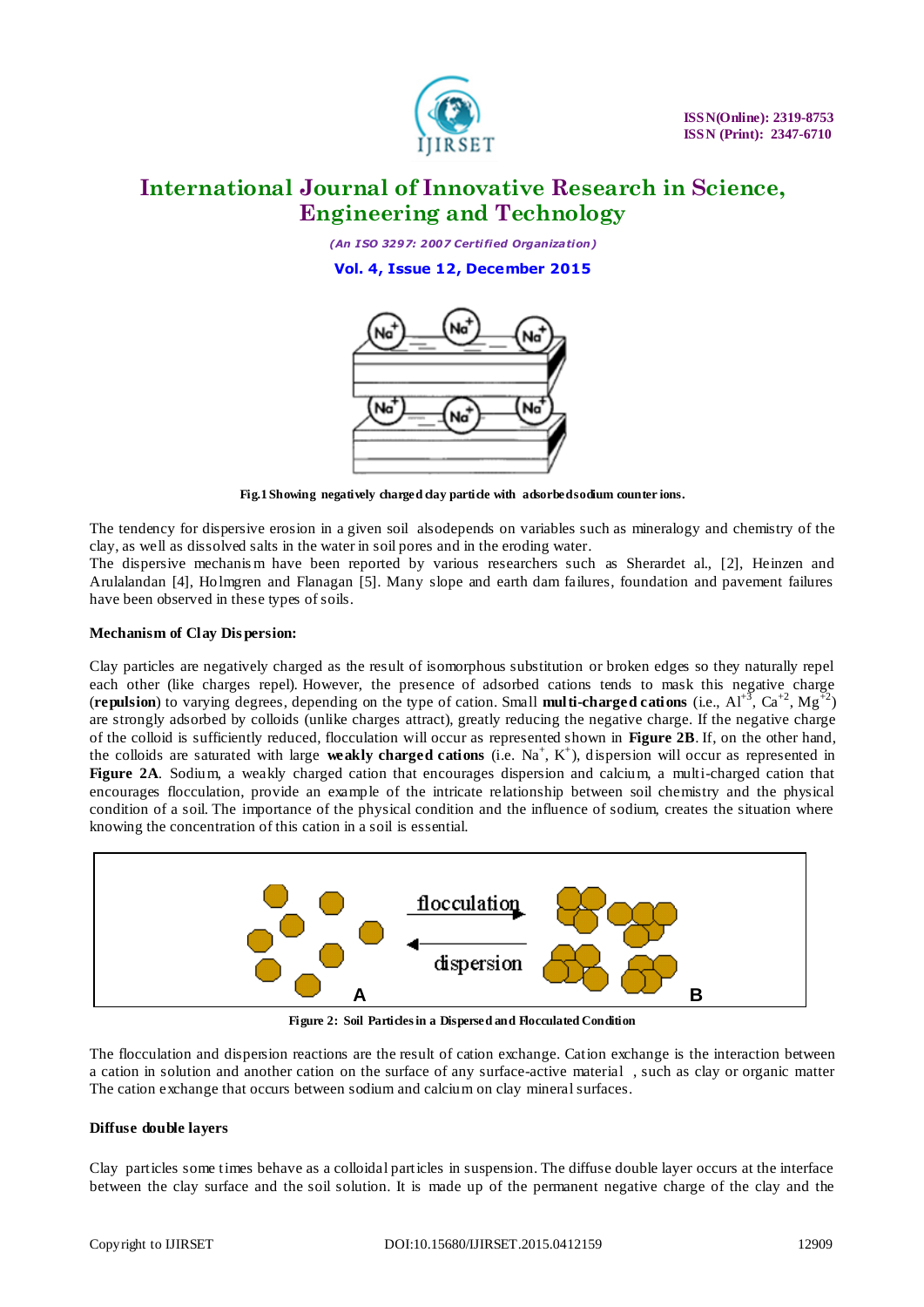Fig.1 Showing negatively charged clay particle with adsorbed sodium counter ions.

The tendency for dispersive erosion in a given soil alsodepends on variables such as mineralogy and chemistry of the clay, as well as dissolved salts in the water in soil pores and in the eroding water.
The dispersive mechanism have been reported by various researchers such as Sherardet al., [2], Heinzen and Arulalandan [4], Holmgren and Flanagan [5]. Many slope and earth dam failures, foundation and pavement failures have been observed in these types of soils.

**Mechanism of Clay Dispersion:**

Clay particles are negatively charged as the result of isomorphous substitution or broken edges so they naturally repel each other (like charges repel). However, the presence of adsorbed cations tends to mask this negative charge (**repulsion**) to varying degrees, depending on the type of cation. Small **multi-charged cations** (i.e., $Al^{+3}$, $Ca^{+2}$, $Mg^{+2}$) are strongly adsorbed by colloids (unlike charges attract), greatly reducing the negative charge. If the negative charge of the colloid is sufficiently reduced, flocculation will occur as represented shown in **Figure 2B**. If, on the other hand, the colloids are saturated with large **weakly charged cations** (i.e. $Na^{+}$, $K^{+}$), dispersion will occur as represented in **Figure 2A**. Sodium, a weakly charged cation that encourages dispersion and calcium, a multi-charged cation that encourages flocculation, provide an example of the intricate relationship between soil chemistry and the physical condition of a soil. The importance of the physical condition and the influence of sodium, creates the situation where knowing the concentration of this cation in a soil is essential.

Figure 2: Soil Particles in a Dispersed and Flocculated Condition

The flocculation and dispersion reactions are the result of cation exchange. Cation exchange is the interaction between a cation in solution and another cation on the surface of any surface-active material , such as clay or organic matter The cation exchange that occurs between sodium and calcium on clay mineral surfaces.

**Diffuse double layers**

Clay particles some times behave as a colloidal particles in suspension. The diffuse double layer occurs at the interface between the clay surface and the soil solution. It is made up of the permanent negative charge of the clay and the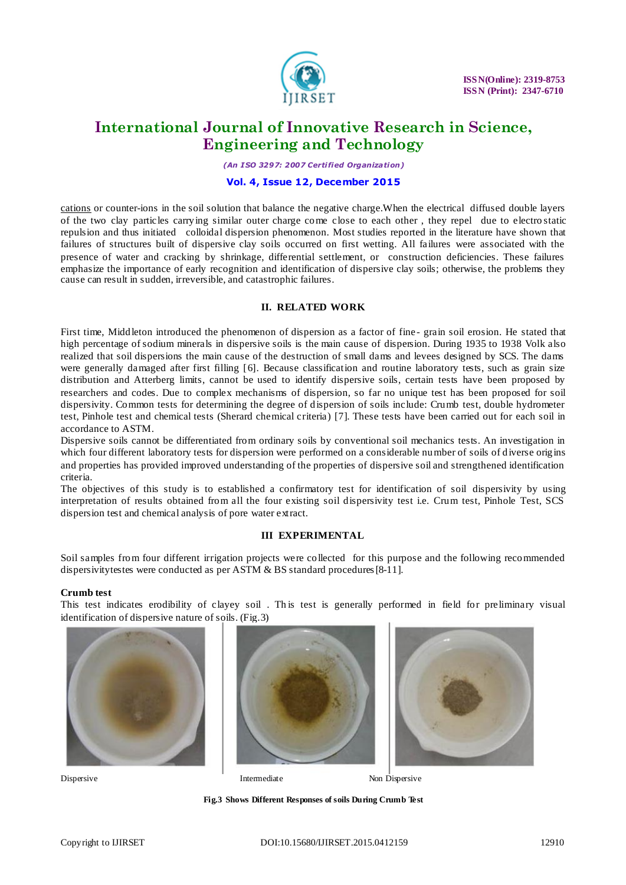cations or counter-ions in the soil solution that balance the negative charge.When the electrical diffused double layers of the two clay particles carrying similar outer charge come close to each other , they repel due to electro static repulsion and thus initiated colloidal dispersion phenomenon. Most studies reported in the literature have shown that failures of structures built of dispersive clay soils occurred on first wetting. All failures were associated with the presence of water and cracking by shrinkage, differential settlement, or construction deficiencies. These failures emphasize the importance of early recognition and identification of dispersive clay soils; otherwise, the problems they cause can result in sudden, irreversible, and catastrophic failures.

## II. RELATED WORK

First time, Middleton introduced the phenomenon of dispersion as a factor of fine- grain soil erosion. He stated that high percentage of sodium minerals in dispersive soils is the main cause of dispersion. During 1935 to 1938 Volk also realized that soil dispersions the main cause of the destruction of small dams and levees designed by SCS. The dams were generally damaged after first filling [6]. Because classification and routine laboratory tests, such as grain size distribution and Atterberg limits, cannot be used to identify dispersive soils, certain tests have been proposed by researchers and codes. Due to complex mechanisms of dispersion, so far no unique test has been proposed for soil dispersivity. Common tests for determining the degree of dispersion of soils include: Crumb test, double hydrometer test, Pinhole test and chemical tests (Sherard chemical criteria) [7]. These tests have been carried out for each soil in accordance to ASTM.

Dispersive soils cannot be differentiated from ordinary soils by conventional soil mechanics tests. An investigation in which four different laboratory tests for dispersion were performed on a considerable number of soils of diverse origins and properties has provided improved understanding of the properties of dispersive soil and strengthened identification criteria.

The objectives of this study is to established a confirmatory test for identification of soil dispersivity by using interpretation of results obtained from all the four existing soil dispersivity test i.e. Crum test, Pinhole Test, SCS dispersion test and chemical analysis of pore water extract.

## III EXPERIMENTAL

Soil samples from four different irrigation projects were collected for this purpose and the following recommended dispersivitytestes were conducted as per ASTM & BS standard procedures[8-11].

**Crumb test**

This test indicates erodibility of clayey soil . This test is generally performed in field for preliminary visual identification of dispersive nature of soils. (Fig.3)

Dispersive Intermediate Non Dispersive

**Fig.3 Shows Different Responses of soils During Crumb Test**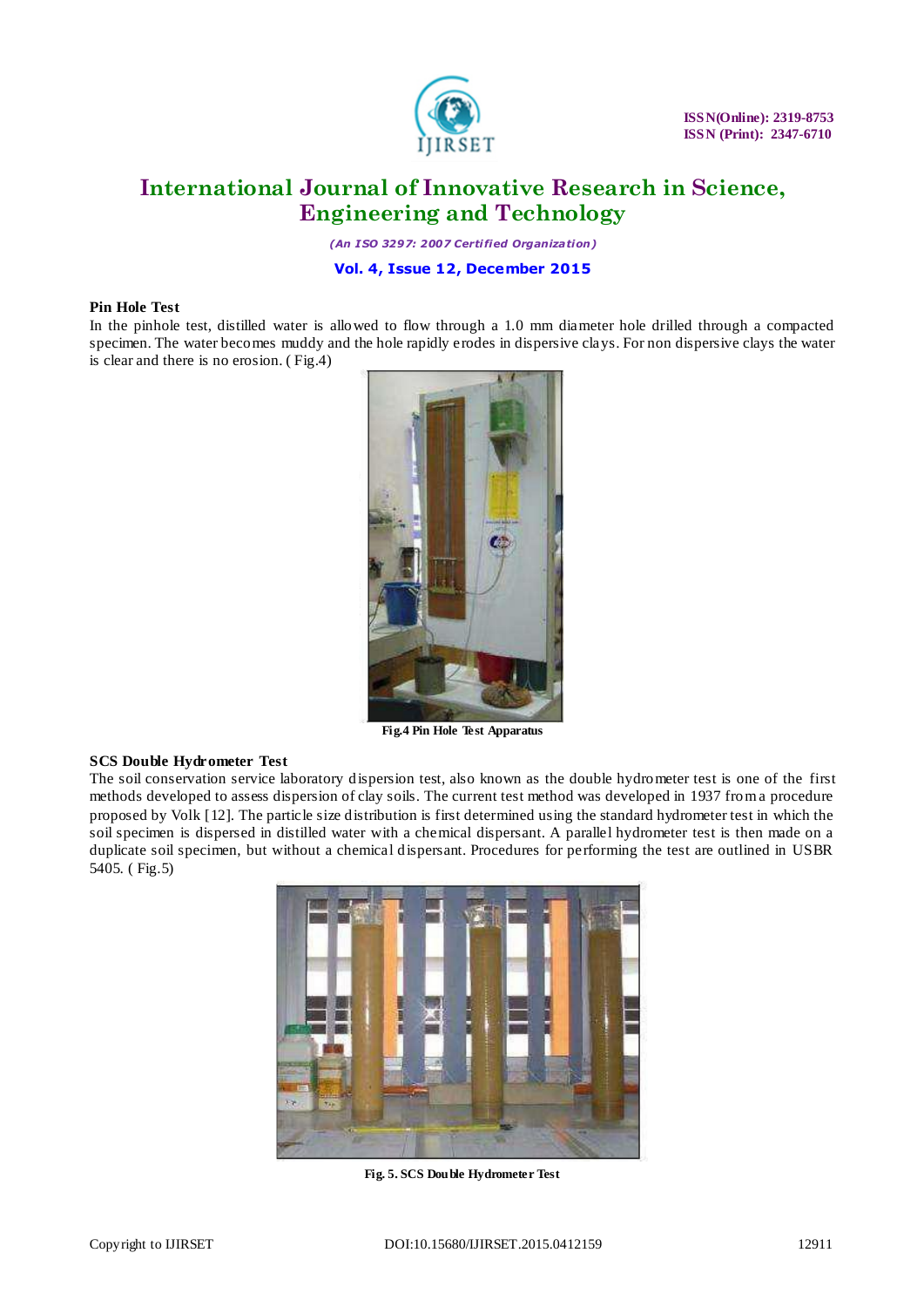**Pin Hole Test**

In the pinhole test, distilled water is allowed to flow through a 1.0 mm diameter hole drilled through a compacted specimen. The water becomes muddy and the hole rapidly erodes in dispersive clays. For non dispersive clays the water is clear and there is no erosion. ( Fig.4)

**Fig.4 Pin Hole Test Apparatus**

**SCS Double Hydrometer Test**

The soil conservation service laboratory dispersion test, also known as the double hydrometer test is one of the first methods developed to assess dispersion of clay soils. The current test method was developed in 1937 from a procedure proposed by Volk [12]. The particle size distribution is first determined using the standard hydrometer test in which the soil specimen is dispersed in distilled water with a chemical dispersant. A parallel hydrometer test is then made on a duplicate soil specimen, but without a chemical dispersant. Procedures for performing the test are outlined in USBR 5405. ( Fig.5)

**Fig. 5. SCS Double Hydrometer Test**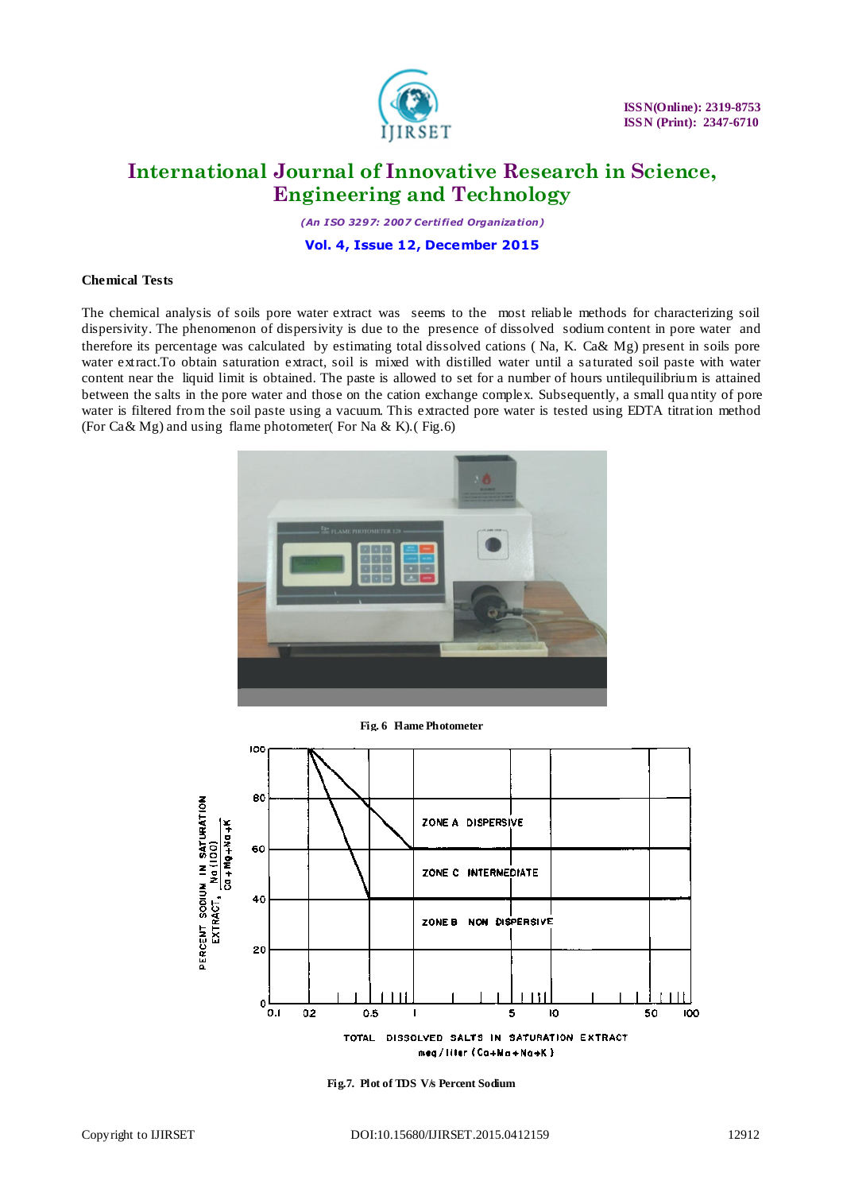### Chemical Tests

The chemical analysis of soils pore water extract was seems to the most reliable methods for characterizing soil dispersivity. The phenomenon of dispersivity is due to the presence of dissolved sodium content in pore water and therefore its percentage was calculated by estimating total dissolved cations ( Na, K. Ca& Mg) present in soils pore water extract.To obtain saturation extract, soil is mixed with distilled water until a saturated soil paste with water content near the liquid limit is obtained. The paste is allowed to set for a number of hours untilequilibrium is attained between the salts in the pore water and those on the cation exchange complex. Subsequently, a small quantity of pore water is filtered from the soil paste using a vacuum. This extracted pore water is tested using EDTA titration method (For Ca& Mg) and using flame photometer( For Na & K).( Fig.6)

**Fig. 6 Flame Photometer**

**Fig.7. Plot of TDS V/s Percent Sodium**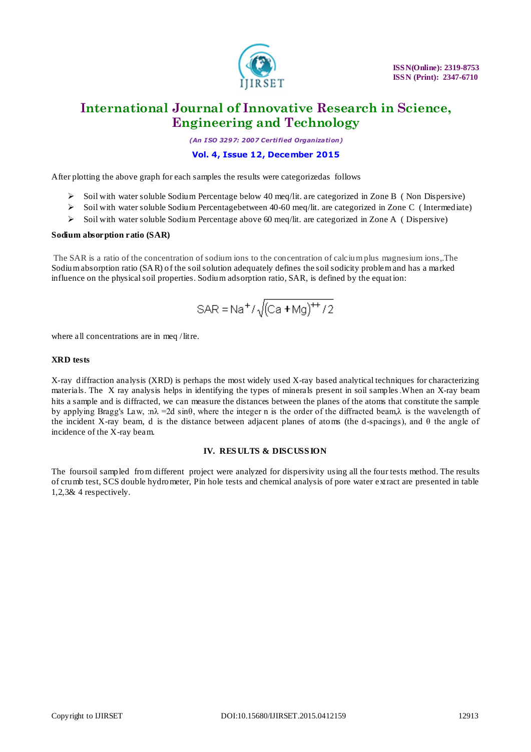After plotting the above graph for each samples the results were categorizedas follows

- Soil with water soluble Sodium Percentage below 40 meq/lit. are categorized in Zone B ( Non Dispersive)
- Soil with water soluble Sodium Percentagebetween 40-60 meq/lit. are categorized in Zone C ( Intermediate)
- Soil with water soluble Sodium Percentage above 60 meq/lit. are categorized in Zone A ( Dispersive)

**Sodium absorption ratio (SAR)**

The SAR is a ratio of the concentration of sodium ions to the concentration of calcium plus magnesium ions,.The Sodium absorption ratio (SAR) of the soil solution adequately defines the soil sodicity problem and has a marked influence on the physical soil properties. Sodium adsorption ratio, SAR, is defined by the equation:

$$SAR = Na^{+} / \sqrt{(Ca + Mg)^{++} / 2}$$

where all concentrations are in meq /litre.

**XRD tests**

X-ray diffraction analysis (XRD) is perhaps the most widely used X-ray based analytical techniques for characterizing materials. The X ray analysis helps in identifying the types of minerals present in soil samples.When an X-ray beam hits a sample and is diffracted, we can measure the distances between the planes of the atoms that constitute the sample by applying Bragg's Law, :$n\lambda = 2d \sin\theta$, where the integer n is the order of the diffracted beam,$\lambda$ is the wavelength of the incident X-ray beam, d is the distance between adjacent planes of atoms (the d-spacings), and $\theta$ the angle of incidence of the X-ray beam.

## IV. RESULTS & DISCUSSION

The foursoil sampled from different project were analyzed for dispersivity using all the four tests method. The results of crumb test, SCS double hydrometer, Pin hole tests and chemical analysis of pore water extract are presented in table 1,2,3& 4 respectively.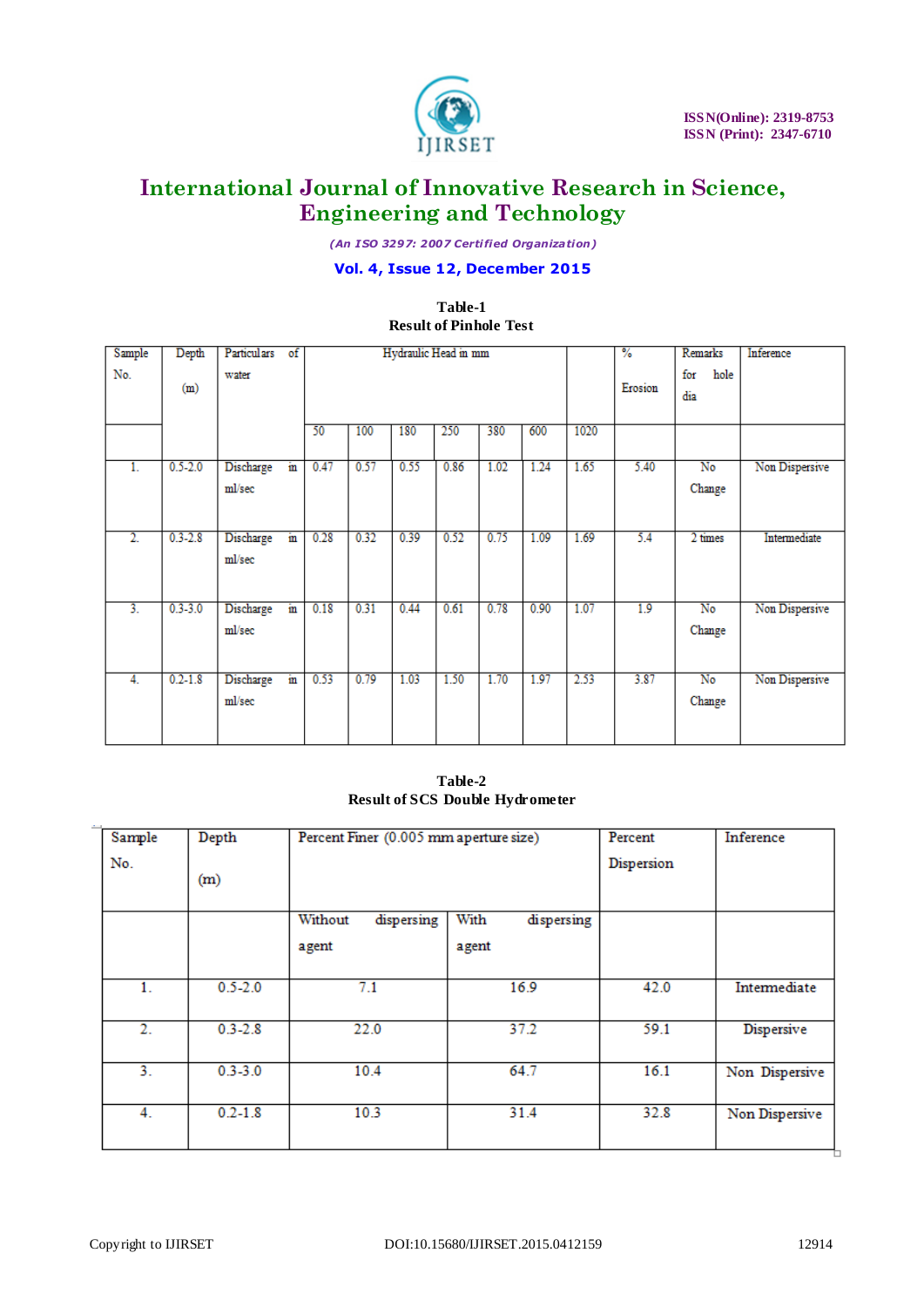**Table-1**
**Result of Pinhole Test**

| Sample No. | Depth (m) | Particulars of water | Hydraulic Head in mm | | | | | | | % Erosion | Remarks for hole dia | Inference |
|---|---|---|---|---|---|---|---|---|---|---|---|---|
| | | | 50 | 100 | 180 | 250 | 380 | 600 | 1020 | | | |
| 1. | 0.5-2.0 | Discharge in ml/sec | 0.47 | 0.57 | 0.55 | 0.86 | 1.02 | 1.24 | 1.65 | 5.40 | No Change | Non Dispersive |
| 2. | 0.3-2.8 | Discharge in ml/sec | 0.28 | 0.32 | 0.39 | 0.52 | 0.75 | 1.09 | 1.69 | 5.4 | 2 times | Intermediate |
| 3. | 0.3-3.0 | Discharge in ml/sec | 0.18 | 0.31 | 0.44 | 0.61 | 0.78 | 0.90 | 1.07 | 1.9 | No Change | Non Dispersive |
| 4. | 0.2-1.8 | Discharge in ml/sec | 0.53 | 0.79 | 1.03 | 1.50 | 1.70 | 1.97 | 2.53 | 3.87 | No Change | Non Dispersive |

**Table-2**
**Result of SCS Double Hydrometer**

| Sample No. | Depth (m) | Percent Finer (0.005 mm aperture size) | | Percent Dispersion | Inference |
|---|---|---|---|---|---|
| | | Without dispersing agent | With dispersing agent | | |
| 1. | 0.5-2.0 | 7.1 | 16.9 | 42.0 | Intermediate |
| 2. | 0.3-2.8 | 22.0 | 37.2 | 59.1 | Dispersive |
| 3. | 0.3-3.0 | 10.4 | 64.7 | 16.1 | Non Dispersive |
| 4. | 0.2-1.8 | 10.3 | 31.4 | 32.8 | Non Dispersive |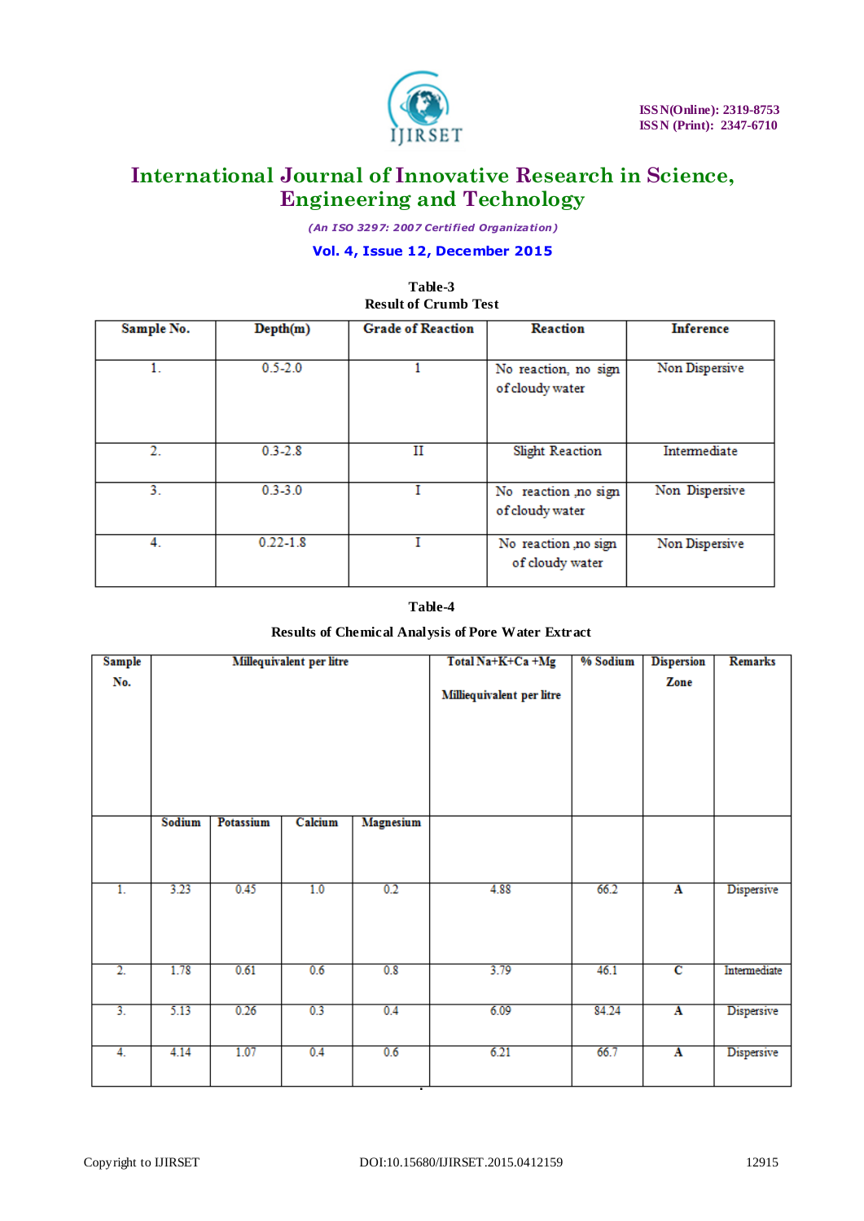Table-3

Result of Crumb Test

| Sample No. | Depth(m) | Grade of Reaction | Reaction | Inference |
|---|---|---|---|---|
| 1. | 0.5-2.0 | 1 | No reaction, no sign of cloudy water | Non Dispersive |
| 2. | 0.3-2.8 | II | Slight Reaction | Intermediate |
| 3. | 0.3-3.0 | I | No reaction ,no sign of cloudy water | Non Dispersive |
| 4. | 0.22-1.8 | I | No reaction ,no sign of cloudy water | Non Dispersive |

Table-4

Results of Chemical Analysis of Pore Water Extract

| Sample No. | Millequivalent per litre | | | | Total Na+K+Ca +Mg Milliequivalent per litre | % Sodium | Dispersion Zone | Remarks |
|---|---|---|---|---|---|---|---|---|
| | Sodium | Potassium | Calcium | Magnesium | | | | |
| 1. | 3.23 | 0.45 | 1.0 | 0.2 | 4.88 | 66.2 | A | Dispersive |
| 2. | 1.78 | 0.61 | 0.6 | 0.8 | 3.79 | 46.1 | C | Intermediate |
| 3. | 5.13 | 0.26 | 0.3 | 0.4 | 6.09 | 84.24 | A | Dispersive |
| 4. | 4.14 | 1.07 | 0.4 | 0.6 | 6.21 | 66.7 | A | Dispersive |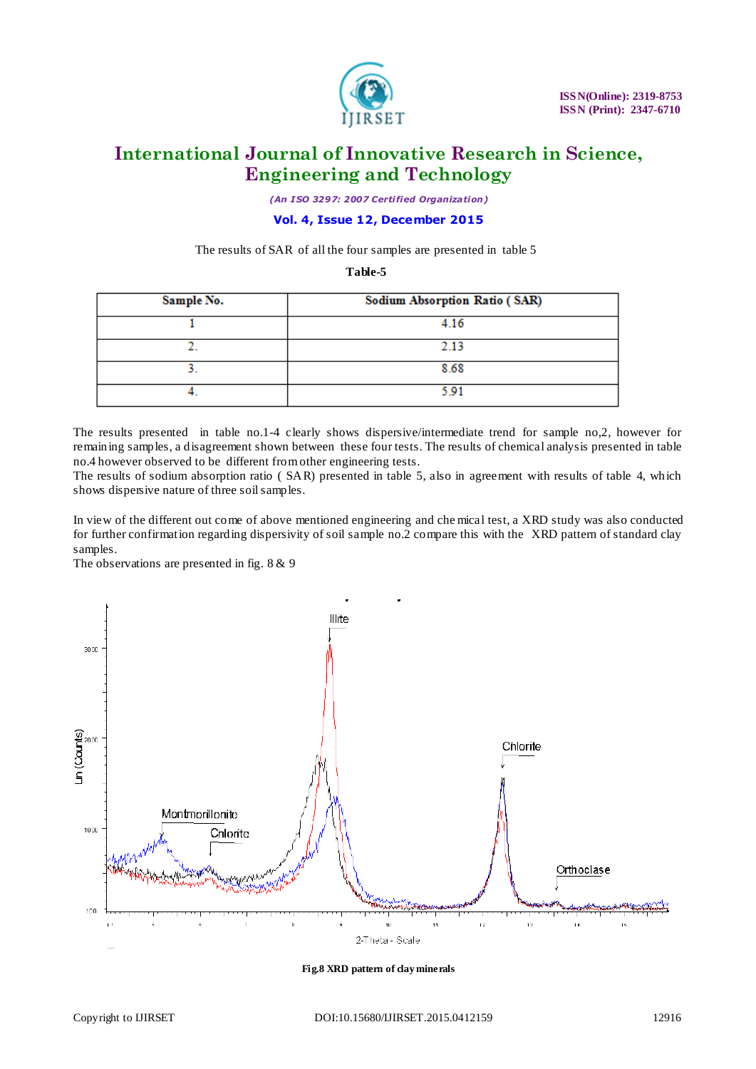The results of SAR of all the four samples are presented in table 5

**Table-5**

| Sample No. | Sodium Absorption Ratio ( SAR) |
|---|---|
| 1 | 4.16 |
| 2. | 2.13 |
| 3. | 8.68 |
| 4. | 5.91 |

The results presented in table no.1-4 clearly shows dispersive/intermediate trend for sample no,2, however for remaining samples, a disagreement shown between these four tests. The results of chemical analysis presented in table no.4 however observed to be different from other engineering tests.
The results of sodium absorption ratio ( SAR) presented in table 5, also in agreement with results of table 4, which shows dispersive nature of three soil samples.

In view of the different out come of above mentioned engineering and chemical test, a XRD study was also conducted for further confirmation regarding dispersivity of soil sample no.2 compare this with the XRD pattern of standard clay samples.
The observations are presented in fig. 8 & 9

Fig.8 XRD pattern of clay minerals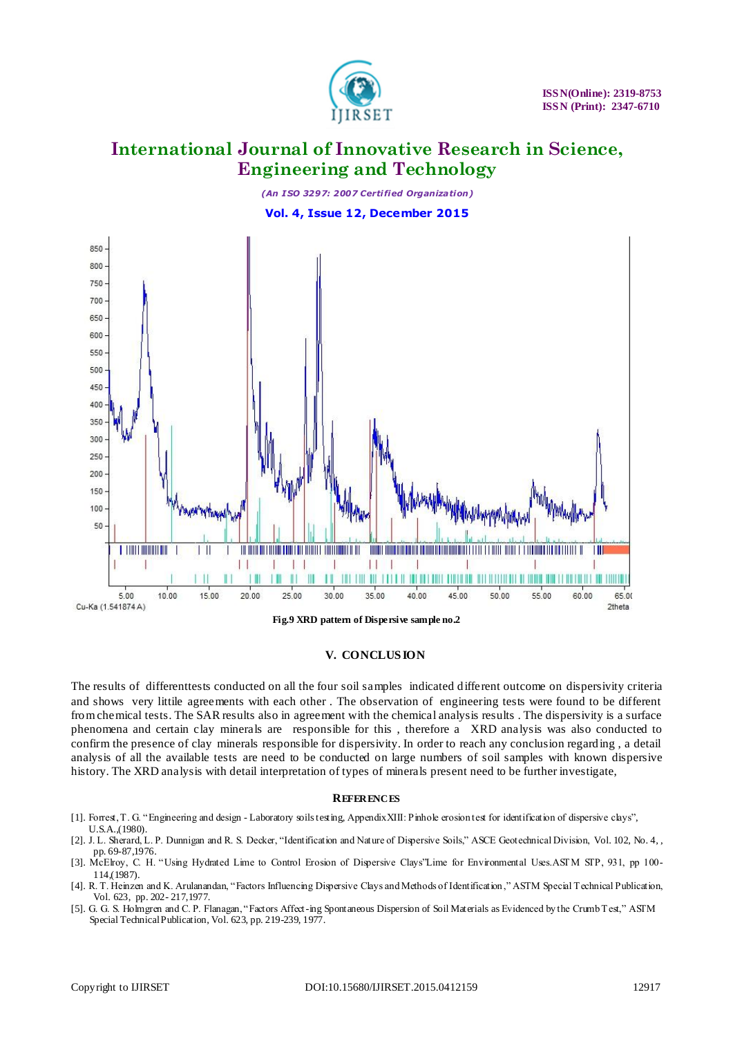Fig.9 XRD pattern of Dispersive sample no.2

## V. CONCLUSION

The results of differenttests conducted on all the four soil samples indicated different outcome on dispersivity criteria and shows very littile agreements with each other . The observation of engineering tests were found to be different from chemical tests. The SAR results also in agreement with the chemical analysis results . The dispersivity is a surface phenomena and certain clay minerals are responsible for this , therefore a XRD analysis was also conducted to confirm the presence of clay minerals responsible for dispersivity. In order to reach any conclusion regarding , a detail analysis of all the available tests are need to be conducted on large numbers of soil samples with known dispersive history. The XRD analysis with detail interpretation of types of minerals present need to be further investigate,

## REFERENCES

[1]. Forrest, T. G. "Engineering and design - Laboratory soils testing, Appendix XIII: Pinhole erosion test for identification of dispersive clays", U.S.A.,(1980).

[2]. J. L. Sherard, L. P. Dunnigan and R. S. Decker, "Identification and Nature of Dispersive Soils," ASCE Geotechnical Division, Vol. 102, No. 4, , pp. 69-87,1976.

[3]. McElroy, C. H. "Using Hydrated Lime to Control Erosion of Dispersive Clays"Lime for Environmental Uses.ASTM STP, 931, pp 100-114,(1987).

[4]. R. T. Heinzen and K. Arulanandan, "Factors Influencing Dispersive Clays and Methods of Identification," ASTM Special Technical Publication, Vol. 623, pp. 202- 217,1977.

[5]. G. G. S. Holmgren and C. P. Flanagan, "Factors Affect-ing Spontaneous Dispersion of Soil Materials as Evidenced by the Crumb Test," ASTM Special Technical Publication, Vol. 623, pp. 219-239, 1977.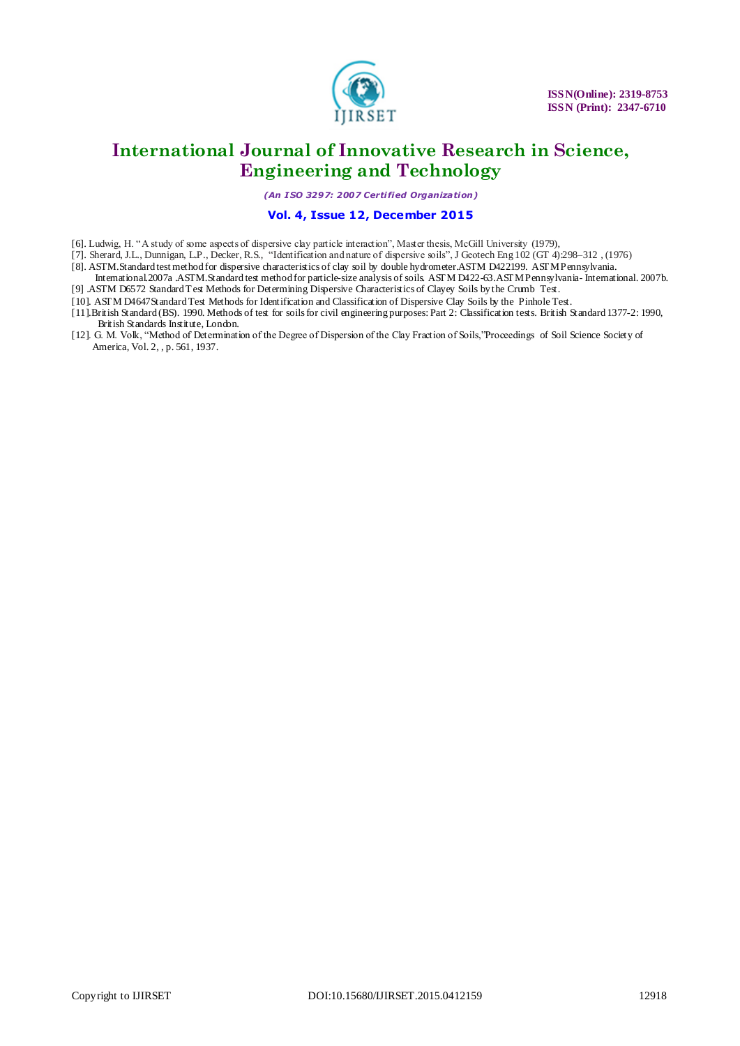[6]. Ludwig, H. "A study of some aspects of dispersive clay particle interaction", Master thesis, McGill University (1979),

[7]. Sherard, J.L., Dunnigan, L.P., Decker, R.S., "Identification and nature of dispersive soils", J Geotech Eng 102 (GT 4):298–312 , (1976)

[8]. ASTM.Standard test method for dispersive characteristics of clay soil by double hydrometer.ASTM D422199. ASTM Pennsylvania. International.2007a .ASTM.Standard test method for particle-size analysis of soils. ASTM D422-63.ASTM Pennsylvania- International. 2007b.

[9] .ASTM D6572 Standard Test Methods for Determining Dispersive Characteristics of Clayey Soils by the Crumb Test.

[10]. ASTM D4647Standard Test Methods for Identification and Classification of Dispersive Clay Soils by the Pinhole Test.

[11].British Standard (BS). 1990. Methods of test for soils for civil engineering purposes: Part 2: Classification tests. British Standard 1377-2: 1990, British Standards Institute, London.

[12]. G. M. Volk, "Method of Determination of the Degree of Dispersion of the Clay Fraction of Soils,"Proceedings of Soil Science Society of America, Vol. 2, , p. 561, 1937.